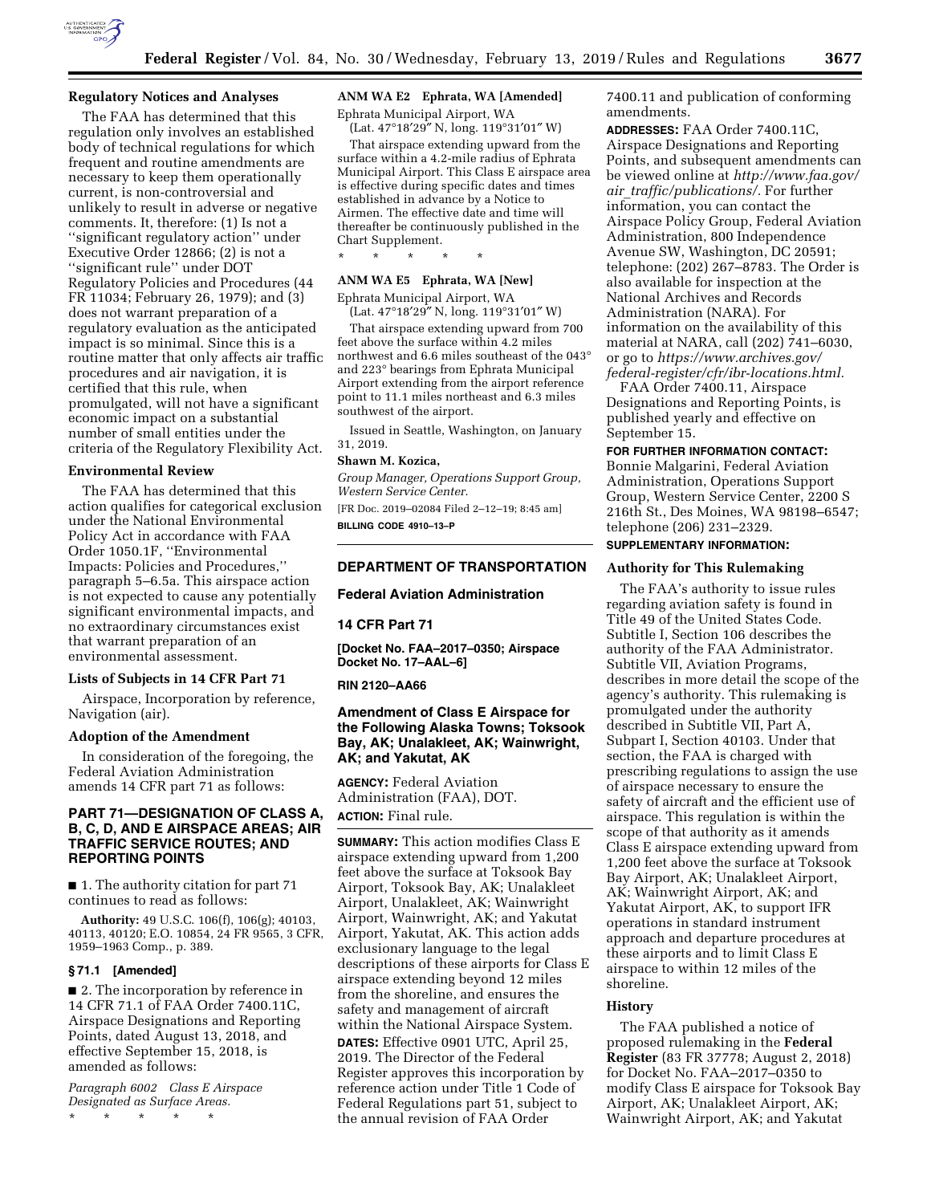## Regulatory Notices and Analyses

The FAA has determined that this regulation only involves an established body of technical regulations for which frequent and routine amendments are necessary to keep them operationally current, is non-controversial and unlikely to result in adverse or negative comments. It, therefore: (1) Is not a ''significant regulatory action'' under Executive Order 12866; (2) is not a ''significant rule'' under DOT Regulatory Policies and Procedures (44 FR 11034; February 26, 1979); and (3) does not warrant preparation of a regulatory evaluation as the anticipated impact is so minimal. Since this is a routine matter that only affects air traffic procedures and air navigation, it is certified that this rule, when promulgated, will not have a significant economic impact on a substantial number of small entities under the criteria of the Regulatory Flexibility Act.

## Environmental Review

The FAA has determined that this action qualifies for categorical exclusion under the National Environmental Policy Act in accordance with FAA Order 1050.1F, ''Environmental Impacts: Policies and Procedures,'' paragraph 5–6.5a. This airspace action is not expected to cause any potentially significant environmental impacts, and no extraordinary circumstances exist that warrant preparation of an environmental assessment.

## Lists of Subjects in 14 CFR Part 71

Airspace, Incorporation by reference, Navigation (air).

## Adoption of the Amendment

In consideration of the foregoing, the Federal Aviation Administration amends 14 CFR part 71 as follows:

## PART 71—DESIGNATION OF CLASS A, B, C, D, AND E AIRSPACE AREAS; AIR TRAFFIC SERVICE ROUTES; AND REPORTING POINTS

■ 1. The authority citation for part 71 continues to read as follows:

**Authority:** 49 U.S.C. 106(f), 106(g); 40103, 40113, 40120; E.O. 10854, 24 FR 9565, 3 CFR, 1959–1963 Comp., p. 389.

### § 71.1 [Amended]

■ 2. The incorporation by reference in 14 CFR 71.1 of FAA Order 7400.11C, Airspace Designations and Reporting Points, dated August 13, 2018, and effective September 15, 2018, is amended as follows:

*Paragraph 6002 Class E Airspace Designated as Surface Areas.*

\* \* \* \* \*

### ANM WA E2 Ephrata, WA [Amended]

Ephrata Municipal Airport, WA
(Lat. 47°18′29″ N, long. 119°31′01″ W)

That airspace extending upward from the surface within a 4.2-mile radius of Ephrata Municipal Airport. This Class E airspace area is effective during specific dates and times established in advance by a Notice to Airmen. The effective date and time will thereafter be continuously published in the Chart Supplement.

\* \* \* \* \*

### ANM WA E5 Ephrata, WA [New]

Ephrata Municipal Airport, WA
(Lat. 47°18′29″ N, long. 119°31′01″ W)

That airspace extending upward from 700 feet above the surface within 4.2 miles northwest and 6.6 miles southeast of the 043° and 223° bearings from Ephrata Municipal Airport extending from the airport reference point to 11.1 miles northeast and 6.3 miles southwest of the airport.

Issued in Seattle, Washington, on January 31, 2019.

**Shawn M. Kozica,**

*Group Manager, Operations Support Group, Western Service Center.*

[FR Doc. 2019–02084 Filed 2–12–19; 8:45 am]

**BILLING CODE 4910–13–P**

---

## DEPARTMENT OF TRANSPORTATION

## Federal Aviation Administration

## 14 CFR Part 71

**[Docket No. FAA–2017–0350; Airspace Docket No. 17–AAL–6]**

**RIN 2120–AA66**

## Amendment of Class E Airspace for the Following Alaska Towns; Toksook Bay, AK; Unalakleet, AK; Wainwright, AK; and Yakutat, AK

**AGENCY:** Federal Aviation Administration (FAA), DOT.

**ACTION:** Final rule.

**SUMMARY:** This action modifies Class E airspace extending upward from 1,200 feet above the surface at Toksook Bay Airport, Toksook Bay, AK; Unalakleet Airport, Unalakleet, AK; Wainwright Airport, Wainwright, AK; and Yakutat Airport, Yakutat, AK. This action adds exclusionary language to the legal descriptions of these airports for Class E airspace extending beyond 12 miles from the shoreline, and ensures the safety and management of aircraft within the National Airspace System.

**DATES:** Effective 0901 UTC, April 25, 2019. The Director of the Federal Register approves this incorporation by reference action under Title 1 Code of Federal Regulations part 51, subject to the annual revision of FAA Order 7400.11 and publication of conforming amendments.

**ADDRESSES:** FAA Order 7400.11C, Airspace Designations and Reporting Points, and subsequent amendments can be viewed online at *http://www.faa.gov/air_traffic/publications/*. For further information, you can contact the Airspace Policy Group, Federal Aviation Administration, 800 Independence Avenue SW, Washington, DC 20591; telephone: (202) 267–8783. The Order is also available for inspection at the National Archives and Records Administration (NARA). For information on the availability of this material at NARA, call (202) 741–6030, or go to *https://www.archives.gov/federal-register/cfr/ibr-locations.html*.

FAA Order 7400.11, Airspace Designations and Reporting Points, is published yearly and effective on September 15.

**FOR FURTHER INFORMATION CONTACT:** Bonnie Malgarini, Federal Aviation Administration, Operations Support Group, Western Service Center, 2200 S 216th St., Des Moines, WA 98198–6547; telephone (206) 231–2329.

**SUPPLEMENTARY INFORMATION:**

## Authority for This Rulemaking

The FAA's authority to issue rules regarding aviation safety is found in Title 49 of the United States Code. Subtitle I, Section 106 describes the authority of the FAA Administrator. Subtitle VII, Aviation Programs, describes in more detail the scope of the agency's authority. This rulemaking is promulgated under the authority described in Subtitle VII, Part A, Subpart I, Section 40103. Under that section, the FAA is charged with prescribing regulations to assign the use of airspace necessary to ensure the safety of aircraft and the efficient use of airspace. This regulation is within the scope of that authority as it amends Class E airspace extending upward from 1,200 feet above the surface at Toksook Bay Airport, AK; Unalakleet Airport, AK; Wainwright Airport, AK; and Yakutat Airport, AK, to support IFR operations in standard instrument approach and departure procedures at these airports and to limit Class E airspace to within 12 miles of the shoreline.

## History

The FAA published a notice of proposed rulemaking in the **Federal Register** (83 FR 37778; August 2, 2018) for Docket No. FAA–2017–0350 to modify Class E airspace for Toksook Bay Airport, AK; Unalakleet Airport, AK; Wainwright Airport, AK; and Yakutat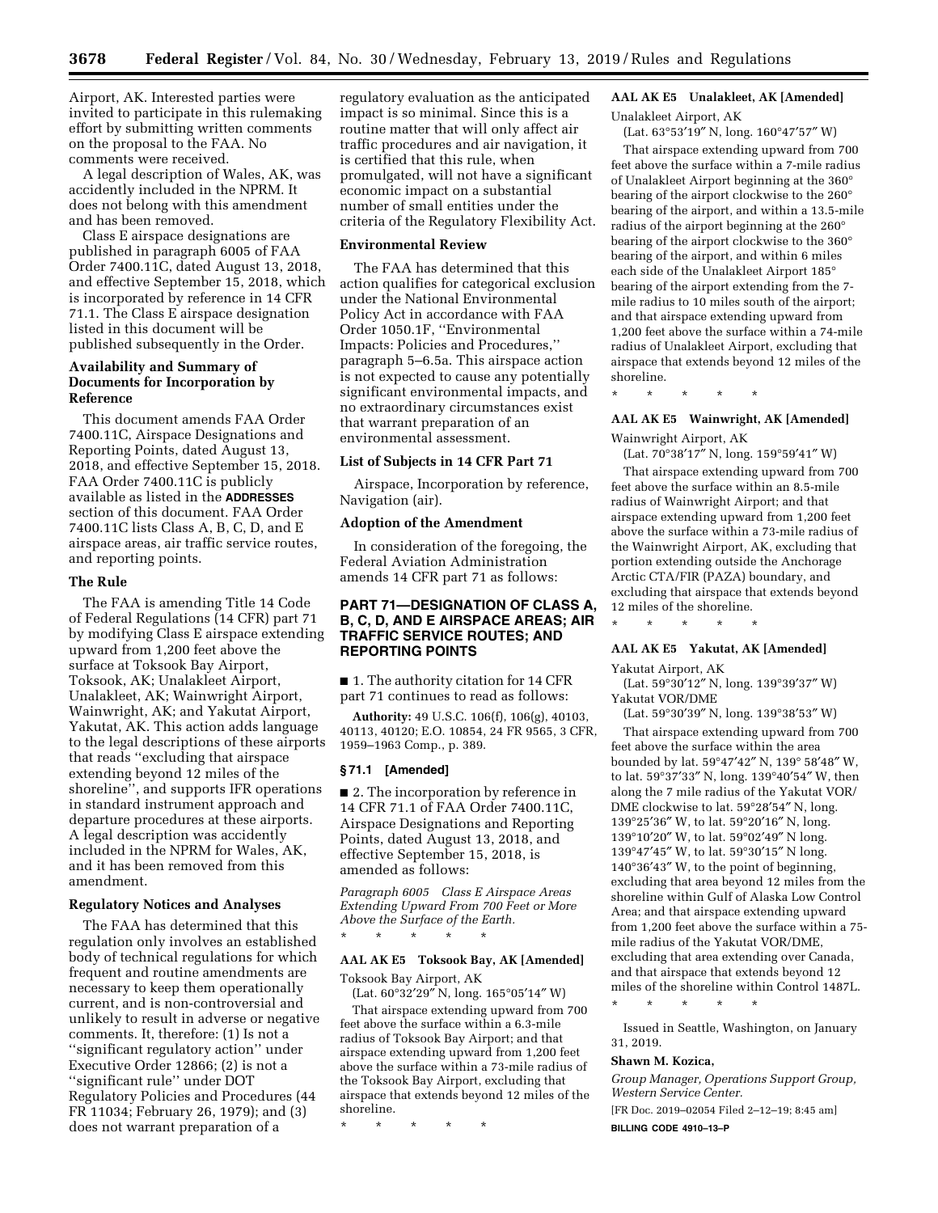Airport, AK. Interested parties were invited to participate in this rulemaking effort by submitting written comments on the proposal to the FAA. No comments were received.

A legal description of Wales, AK, was accidently included in the NPRM. It does not belong with this amendment and has been removed.

Class E airspace designations are published in paragraph 6005 of FAA Order 7400.11C, dated August 13, 2018, and effective September 15, 2018, which is incorporated by reference in 14 CFR 71.1. The Class E airspace designation listed in this document will be published subsequently in the Order.

## Availability and Summary of Documents for Incorporation by Reference

This document amends FAA Order 7400.11C, Airspace Designations and Reporting Points, dated August 13, 2018, and effective September 15, 2018. FAA Order 7400.11C is publicly available as listed in the **ADDRESSES** section of this document. FAA Order 7400.11C lists Class A, B, C, D, and E airspace areas, air traffic service routes, and reporting points.

## The Rule

The FAA is amending Title 14 Code of Federal Regulations (14 CFR) part 71 by modifying Class E airspace extending upward from 1,200 feet above the surface at Toksook Bay Airport, Toksook, AK; Unalakleet Airport, Unalakleet, AK; Wainwright Airport, Wainwright, AK; and Yakutat Airport, Yakutat, AK. This action adds language to the legal descriptions of these airports that reads ''excluding that airspace extending beyond 12 miles of the shoreline'', and supports IFR operations in standard instrument approach and departure procedures at these airports. A legal description was accidently included in the NPRM for Wales, AK, and it has been removed from this amendment.

## Regulatory Notices and Analyses

The FAA has determined that this regulation only involves an established body of technical regulations for which frequent and routine amendments are necessary to keep them operationally current, and is non-controversial and unlikely to result in adverse or negative comments. It, therefore: (1) Is not a ''significant regulatory action'' under Executive Order 12866; (2) is not a ''significant rule'' under DOT Regulatory Policies and Procedures (44 FR 11034; February 26, 1979); and (3) does not warrant preparation of a regulatory evaluation as the anticipated impact is so minimal. Since this is a routine matter that will only affect air traffic procedures and air navigation, it is certified that this rule, when promulgated, will not have a significant economic impact on a substantial number of small entities under the criteria of the Regulatory Flexibility Act.

## Environmental Review

The FAA has determined that this action qualifies for categorical exclusion under the National Environmental Policy Act in accordance with FAA Order 1050.1F, ''Environmental Impacts: Policies and Procedures,'' paragraph 5–6.5a. This airspace action is not expected to cause any potentially significant environmental impacts, and no extraordinary circumstances exist that warrant preparation of an environmental assessment.

## List of Subjects in 14 CFR Part 71

Airspace, Incorporation by reference, Navigation (air).

## Adoption of the Amendment

In consideration of the foregoing, the Federal Aviation Administration amends 14 CFR part 71 as follows:

## PART 71—DESIGNATION OF CLASS A, B, C, D, AND E AIRSPACE AREAS; AIR TRAFFIC SERVICE ROUTES; AND REPORTING POINTS

■ 1. The authority citation for 14 CFR part 71 continues to read as follows:

**Authority:** 49 U.S.C. 106(f), 106(g), 40103, 40113, 40120; E.O. 10854, 24 FR 9565, 3 CFR, 1959–1963 Comp., p. 389.

### § 71.1 [Amended]

■ 2. The incorporation by reference in 14 CFR 71.1 of FAA Order 7400.11C, Airspace Designations and Reporting Points, dated August 13, 2018, and effective September 15, 2018, is amended as follows:

*Paragraph 6005 Class E Airspace Areas Extending Upward From 700 Feet or More Above the Surface of the Earth.*

\* \* \* \* \*

**AAL AK E5 Toksook Bay, AK [Amended]**

Toksook Bay Airport, AK

(Lat. 60°32′29″ N, long. 165°05′14″ W)

That airspace extending upward from 700 feet above the surface within a 6.3-mile radius of Toksook Bay Airport; and that airspace extending upward from 1,200 feet above the surface within a 73-mile radius of the Toksook Bay Airport, excluding that airspace that extends beyond 12 miles of the shoreline.

\* \* \* \* \*

**AAL AK E5 Unalakleet, AK [Amended]**

Unalakleet Airport, AK

(Lat. 63°53′19″ N, long. 160°47′57″ W)

That airspace extending upward from 700 feet above the surface within a 7-mile radius of Unalakleet Airport beginning at the 360° bearing of the airport clockwise to the 260° bearing of the airport, and within a 13.5-mile radius of the airport beginning at the 260° bearing of the airport clockwise to the 360° bearing of the airport, and within 6 miles each side of the Unalakleet Airport 185° bearing of the airport extending from the 7-mile radius to 10 miles south of the airport; and that airspace extending upward from 1,200 feet above the surface within a 74-mile radius of Unalakleet Airport, excluding that airspace that extends beyond 12 miles of the shoreline.

\* \* \* \* \*

**AAL AK E5 Wainwright, AK [Amended]**

Wainwright Airport, AK

(Lat. 70°38′17″ N, long. 159°59′41″ W)

That airspace extending upward from 700 feet above the surface within an 8.5-mile radius of Wainwright Airport; and that airspace extending upward from 1,200 feet above the surface within a 73-mile radius of the Wainwright Airport, AK, excluding that portion extending outside the Anchorage Arctic CTA/FIR (PAZA) boundary, and excluding that airspace that extends beyond 12 miles of the shoreline.

\* \* \* \* \*

**AAL AK E5 Yakutat, AK [Amended]**

Yakutat Airport, AK

(Lat. 59°30′12″ N, long. 139°39′37″ W)

Yakutat VOR/DME

(Lat. 59°30′39″ N, long. 139°38′53″ W)

That airspace extending upward from 700 feet above the surface within the area bounded by lat. 59°47′42″ N, 139° 58′48″ W, to lat. 59°37′33″ N, long. 139°40′54″ W, then along the 7 mile radius of the Yakutat VOR/DME clockwise to lat. 59°28′54″ N, long. 139°25′36″ W, to lat. 59°20′16″ N, long. 139°10′20″ W, to lat. 59°02′49″ N long. 139°47′45″ W, to lat. 59°30′15″ N long. 140°36′43″ W, to the point of beginning, excluding that area beyond 12 miles from the shoreline within Gulf of Alaska Low Control Area; and that airspace extending upward from 1,200 feet above the surface within a 75-mile radius of the Yakutat VOR/DME, excluding that area extending over Canada, and that airspace that extends beyond 12 miles of the shoreline within Control 1487L.

\* \* \* \* \*

Issued in Seattle, Washington, on January 31, 2019.

**Shawn M. Kozica,**

*Group Manager, Operations Support Group, Western Service Center.*

[FR Doc. 2019–02054 Filed 2–12–19; 8:45 am]

**BILLING CODE 4910–13–P**